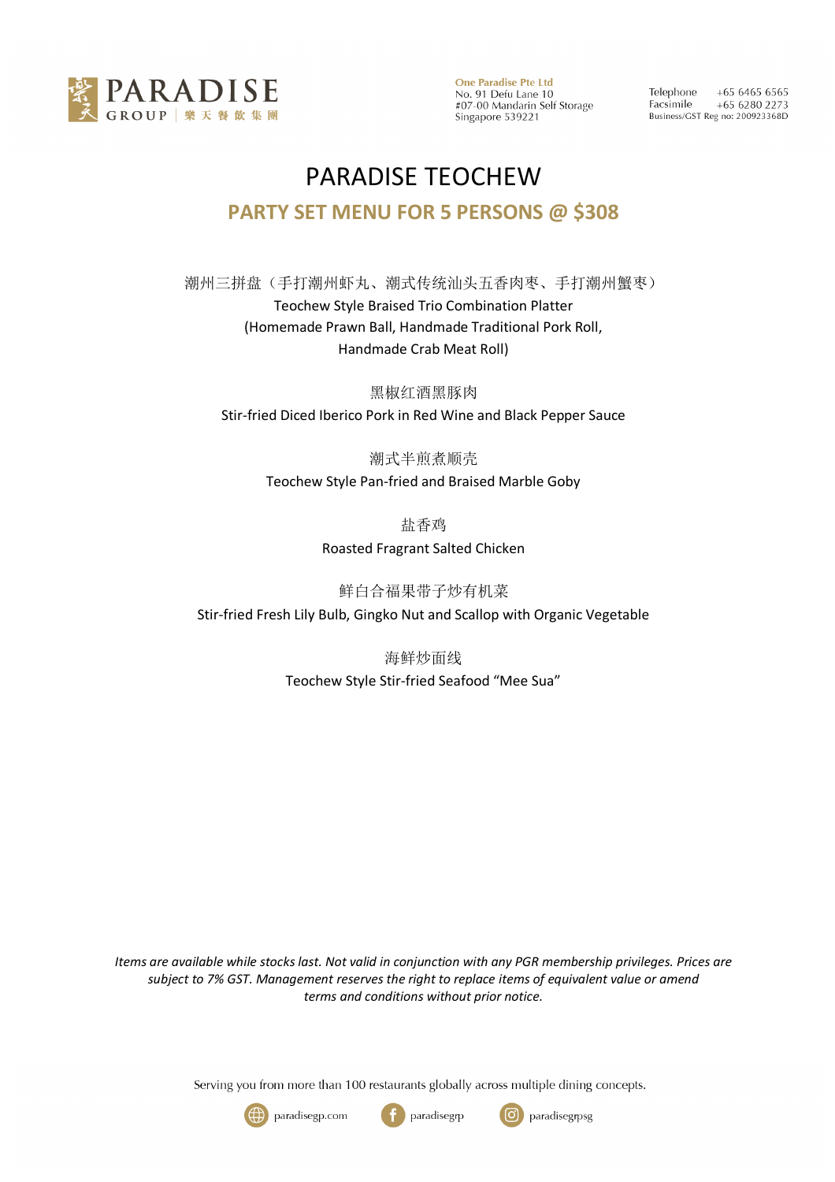One Paradise Pte Ltd
No. 91 Defu Lane 10
#07-00 Mandarin Self Storage
Singapore 539221

Telephone +65 6465 6565
Facsimile +65 6280 2273
Business/GST Reg no: 200923368D

# PARADISE TEOCHEW

## PARTY SET MENU FOR 5 PERSONS @ $308

潮州三拼盘（手打潮州虾丸、潮式传统汕头五香肉枣、手打潮州蟹枣）
Teochew Style Braised Trio Combination Platter
(Homemade Prawn Ball, Handmade Traditional Pork Roll,
Handmade Crab Meat Roll)

黑椒红酒黑豚肉
Stir-fried Diced Iberico Pork in Red Wine and Black Pepper Sauce

潮式半煎煮顺壳
Teochew Style Pan-fried and Braised Marble Goby

盐香鸡
Roasted Fragrant Salted Chicken

鲜白合福果带子炒有机菜
Stir-fried Fresh Lily Bulb, Gingko Nut and Scallop with Organic Vegetable

海鲜炒面线
Teochew Style Stir-fried Seafood "Mee Sua"

*Items are available while stocks last. Not valid in conjunction with any PGR membership privileges. Prices are subject to 7% GST. Management reserves the right to replace items of equivalent value or amend terms and conditions without prior notice.*

Serving you from more than 100 restaurants globally across multiple dining concepts.

paradisegp.com paradisegrp paradisegrpsg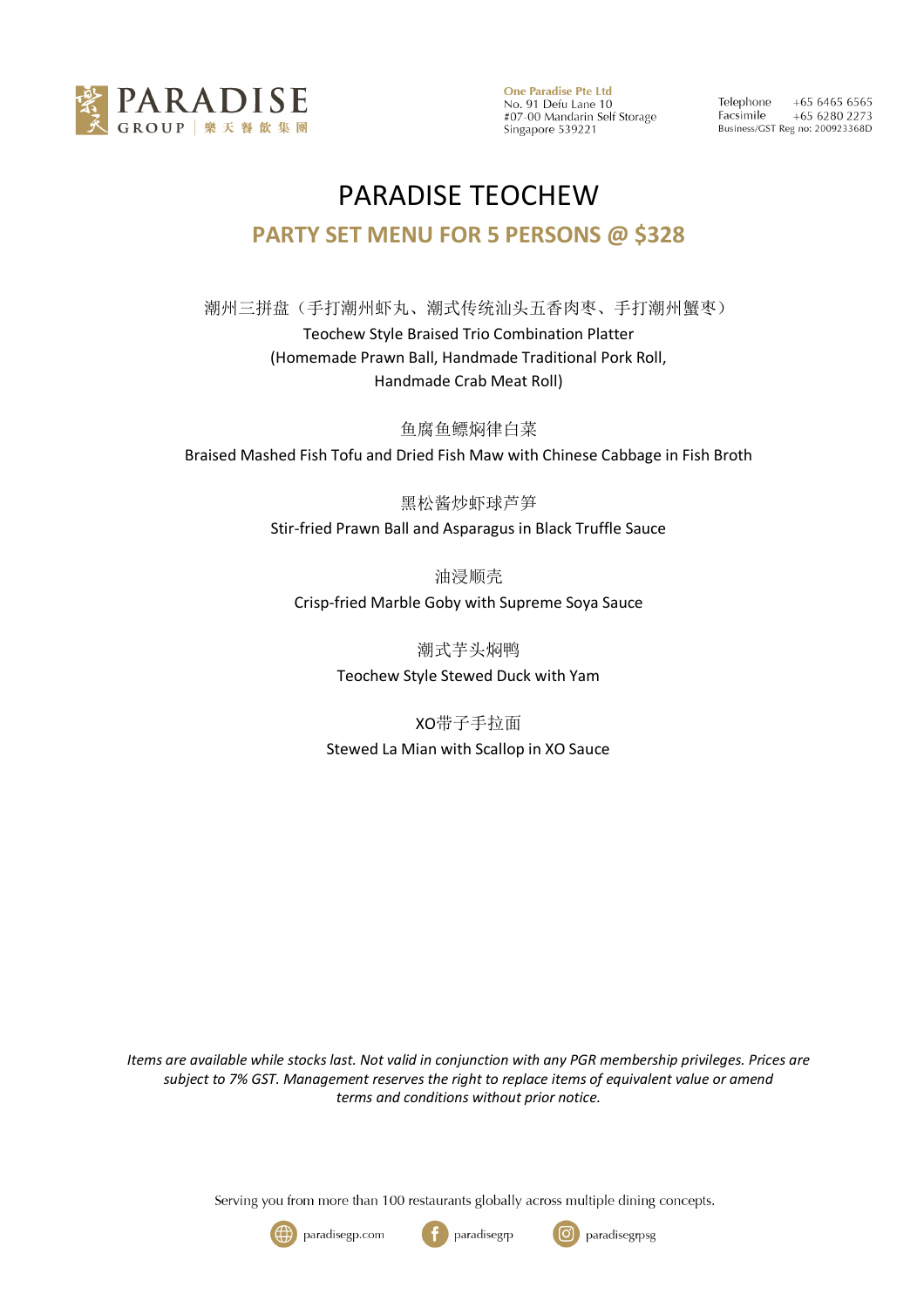One Paradise Pte Ltd
No. 91 Defu Lane 10
#07-00 Mandarin Self Storage
Singapore 539221

Telephone +65 6465 6565
Facsimile +65 6280 2273
Business/GST Reg no: 200923368D

# PARADISE TEOCHEW

## PARTY SET MENU FOR 5 PERSONS @ $328

潮州三拼盘（手打潮州虾丸、潮式传统汕头五香肉枣、手打潮州蟹枣）
Teochew Style Braised Trio Combination Platter
(Homemade Prawn Ball, Handmade Traditional Pork Roll,
Handmade Crab Meat Roll)

鱼腐鱼鳔焖律白菜
Braised Mashed Fish Tofu and Dried Fish Maw with Chinese Cabbage in Fish Broth

黑松酱炒虾球芦笋
Stir-fried Prawn Ball and Asparagus in Black Truffle Sauce

油浸顺壳
Crisp-fried Marble Goby with Supreme Soya Sauce

潮式芋头焖鸭
Teochew Style Stewed Duck with Yam

XO带子手拉面
Stewed La Mian with Scallop in XO Sauce

*Items are available while stocks last. Not valid in conjunction with any PGR membership privileges. Prices are subject to 7% GST. Management reserves the right to replace items of equivalent value or amend terms and conditions without prior notice.*

Serving you from more than 100 restaurants globally across multiple dining concepts.

paradisegp.com paradisegrp paradisegrpsg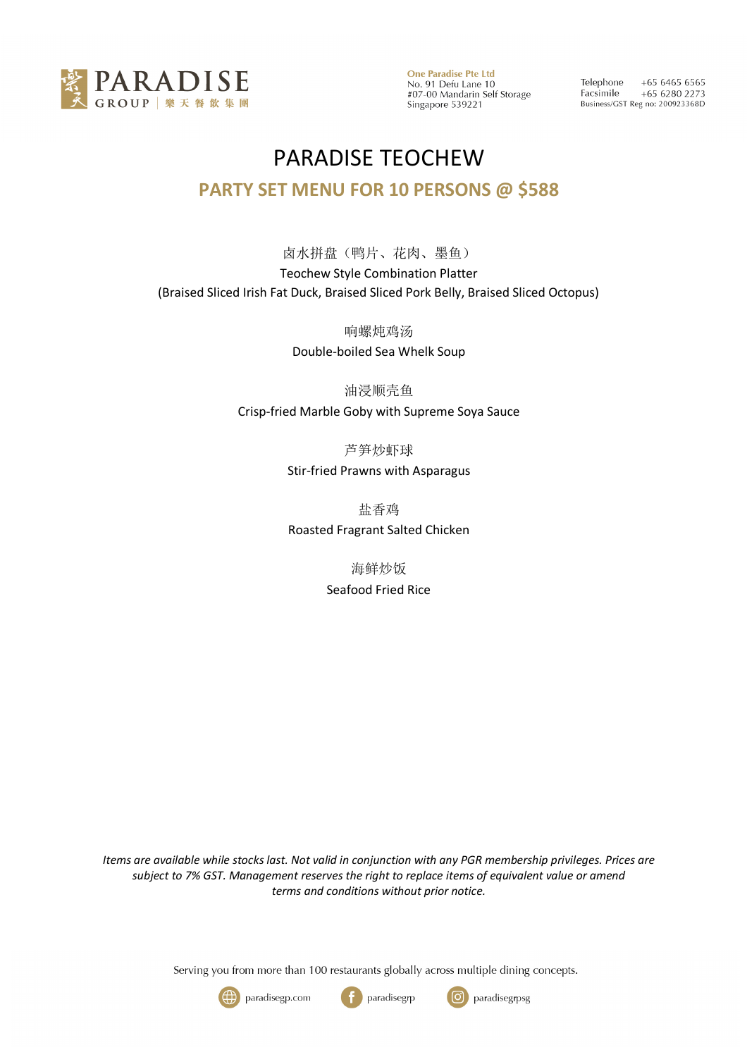PARADISE GROUP 樂天餐飲集團

**One Paradise Pte Ltd**
No. 91 Defu Lane 10
#07-00 Mandarin Self Storage
Singapore 539221

Telephone +65 6465 6565
Facsimile +65 6280 2273
Business/GST Reg no: 200923368D

# PARADISE TEOCHEW

## PARTY SET MENU FOR 10 PERSONS @ $588

卤水拼盘（鸭片、花肉、墨鱼）
Teochew Style Combination Platter
(Braised Sliced Irish Fat Duck, Braised Sliced Pork Belly, Braised Sliced Octopus)

响螺炖鸡汤
Double-boiled Sea Whelk Soup

油浸顺壳鱼
Crisp-fried Marble Goby with Supreme Soya Sauce

芦笋炒虾球
Stir-fried Prawns with Asparagus

盐香鸡
Roasted Fragrant Salted Chicken

海鲜炒饭
Seafood Fried Rice

*Items are available while stocks last. Not valid in conjunction with any PGR membership privileges. Prices are subject to 7% GST. Management reserves the right to replace items of equivalent value or amend terms and conditions without prior notice.*

Serving you from more than 100 restaurants globally across multiple dining concepts.

paradisegp.com | paradisegrp | paradisegrpsg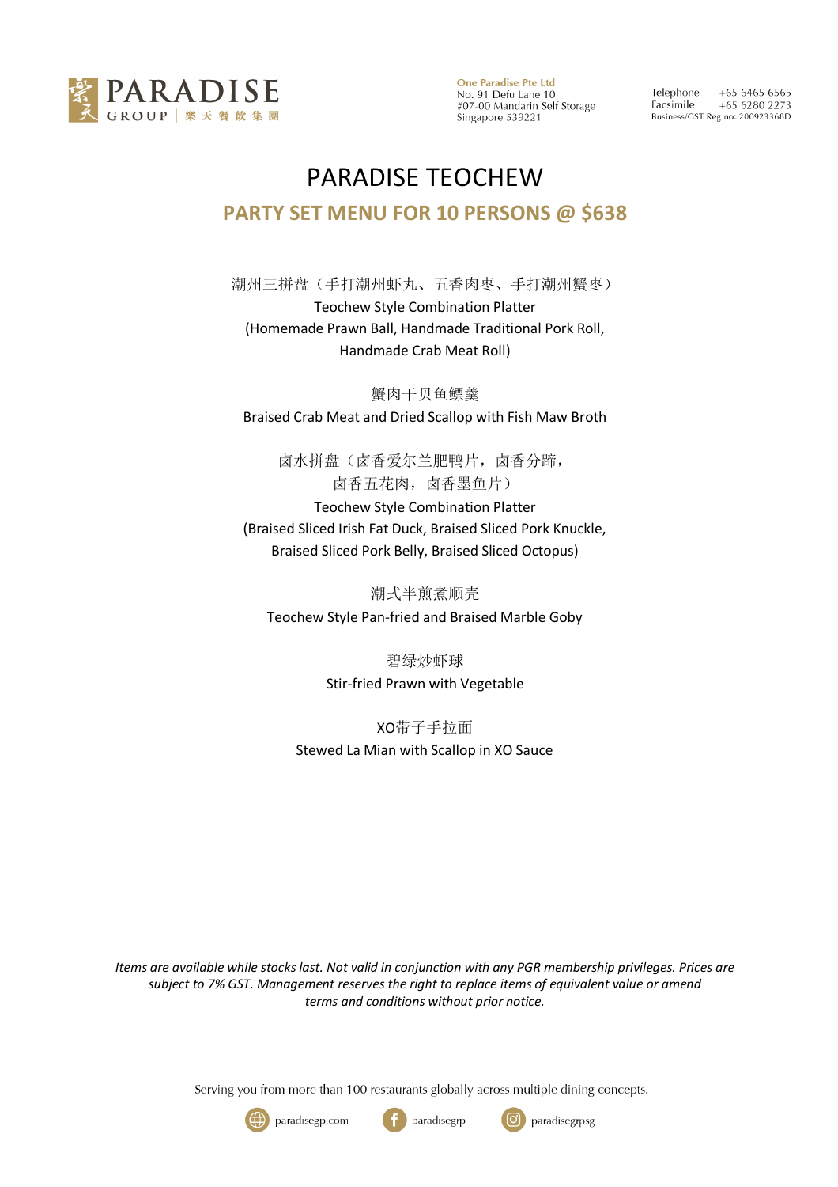PARADISE GROUP 樂天餐飲集團

**One Paradise Pte Ltd**
No. 91 Defu Lane 10
#07-00 Mandarin Self Storage
Singapore 539221

Telephone +65 6465 6565
Facsimile +65 6280 2273
Business/GST Reg no: 200923368D

# PARADISE TEOCHEW

## PARTY SET MENU FOR 10 PERSONS @ $638

潮州三拼盘（手打潮州虾丸、五香肉枣、手打潮州蟹枣）
Teochew Style Combination Platter
(Homemade Prawn Ball, Handmade Traditional Pork Roll,
Handmade Crab Meat Roll)

蟹肉干贝鱼鳔羹
Braised Crab Meat and Dried Scallop with Fish Maw Broth

卤水拼盘（卤香爱尔兰肥鸭片，卤香分蹄，
卤香五花肉，卤香墨鱼片）
Teochew Style Combination Platter
(Braised Sliced Irish Fat Duck, Braised Sliced Pork Knuckle,
Braised Sliced Pork Belly, Braised Sliced Octopus)

潮式半煎煮顺壳
Teochew Style Pan-fried and Braised Marble Goby

碧绿炒虾球
Stir-fried Prawn with Vegetable

XO带子手拉面
Stewed La Mian with Scallop in XO Sauce

*Items are available while stocks last. Not valid in conjunction with any PGR membership privileges. Prices are subject to 7% GST. Management reserves the right to replace items of equivalent value or amend terms and conditions without prior notice.*

Serving you from more than 100 restaurants globally across multiple dining concepts.

paradisegp.com paradisegrp paradisegrpsg